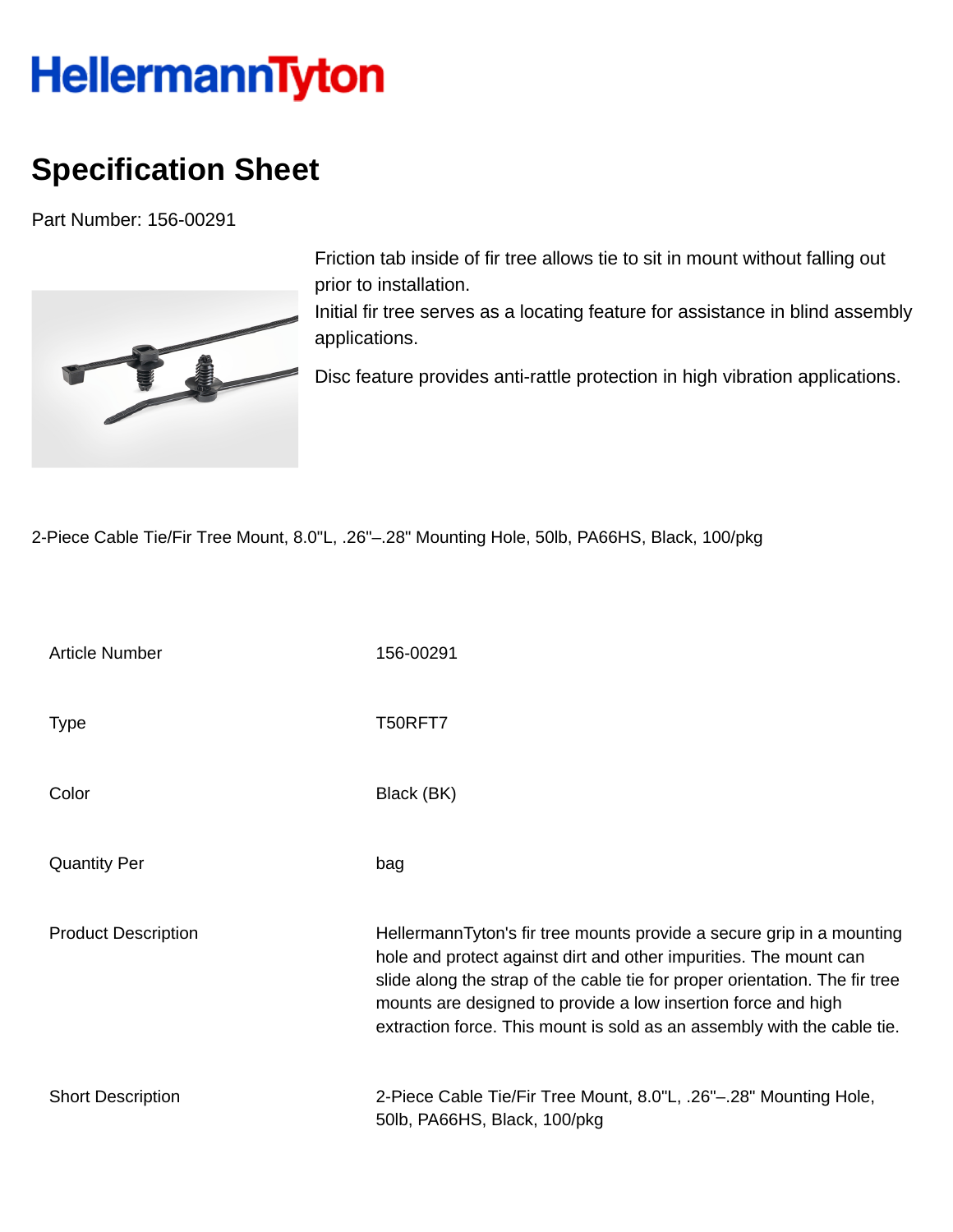HellermannTyton

# Specification Sheet

Part Number: 156-00291

Friction tab inside of fir tree allows tie to sit in mount without falling out prior to installation.
Initial fir tree serves as a locating feature for assistance in blind assembly applications.

Disc feature provides anti-rattle protection in high vibration applications.

2-Piece Cable Tie/Fir Tree Mount, 8.0"L, .26"–.28" Mounting Hole, 50lb, PA66HS, Black, 100/pkg

| | |
|---|---|
| Article Number | 156-00291 |
| Type | T50RFT7 |
| Color | Black (BK) |
| Quantity Per | bag |
| Product Description | HellermannTyton's fir tree mounts provide a secure grip in a mounting hole and protect against dirt and other impurities. The mount can slide along the strap of the cable tie for proper orientation. The fir tree mounts are designed to provide a low insertion force and high extraction force. This mount is sold as an assembly with the cable tie. |
| Short Description | 2-Piece Cable Tie/Fir Tree Mount, 8.0"L, .26"–.28" Mounting Hole, 50lb, PA66HS, Black, 100/pkg |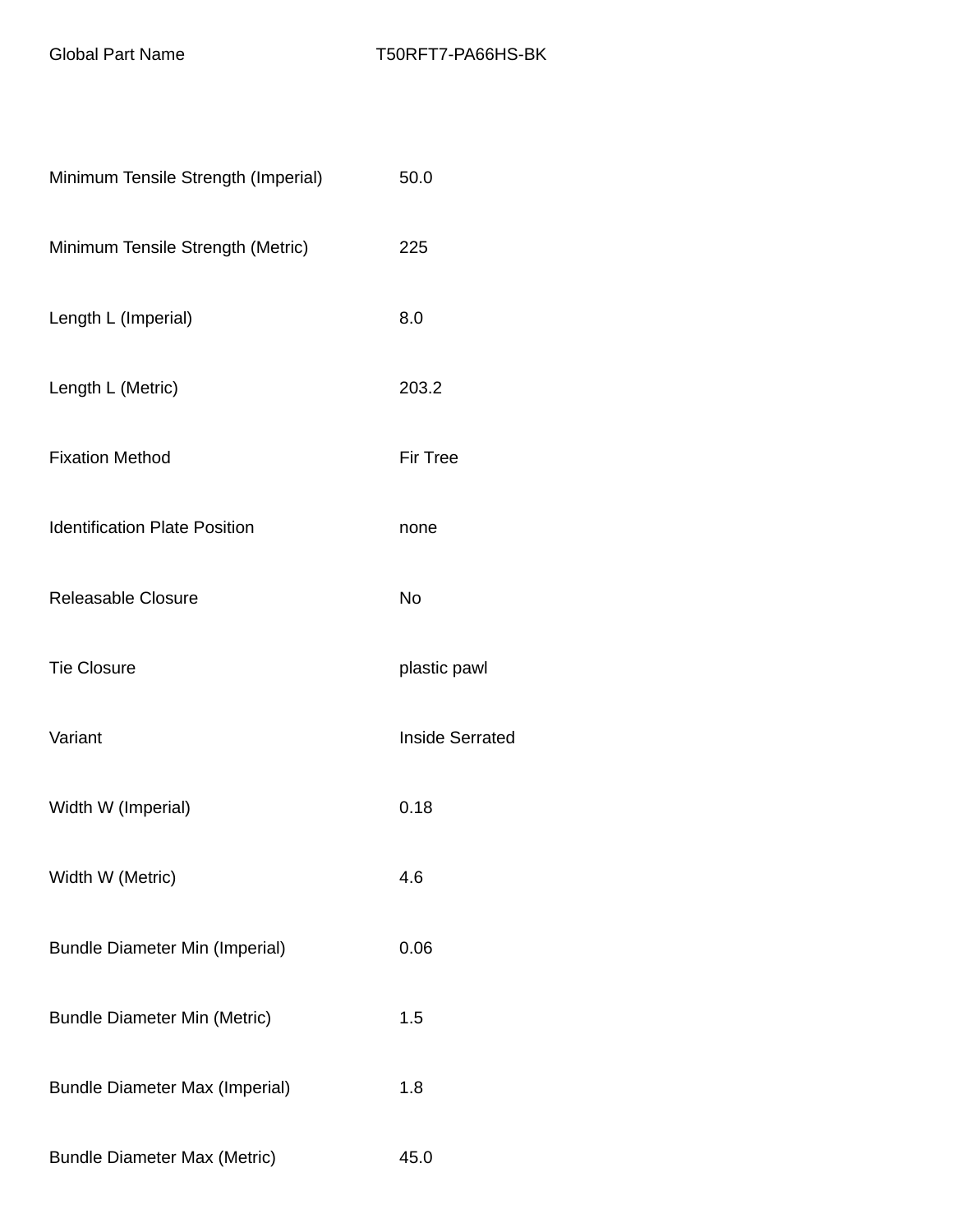| Global Part Name | T50RFT7-PA66HS-BK |
| --- | --- |
| Minimum Tensile Strength (Imperial) | 50.0 |
| Minimum Tensile Strength (Metric) | 225 |
| Length L (Imperial) | 8.0 |
| Length L (Metric) | 203.2 |
| Fixation Method | Fir Tree |
| Identification Plate Position | none |
| Releasable Closure | No |
| Tie Closure | plastic pawl |
| Variant | Inside Serrated |
| Width W (Imperial) | 0.18 |
| Width W (Metric) | 4.6 |
| Bundle Diameter Min (Imperial) | 0.06 |
| Bundle Diameter Min (Metric) | 1.5 |
| Bundle Diameter Max (Imperial) | 1.8 |
| Bundle Diameter Max (Metric) | 45.0 |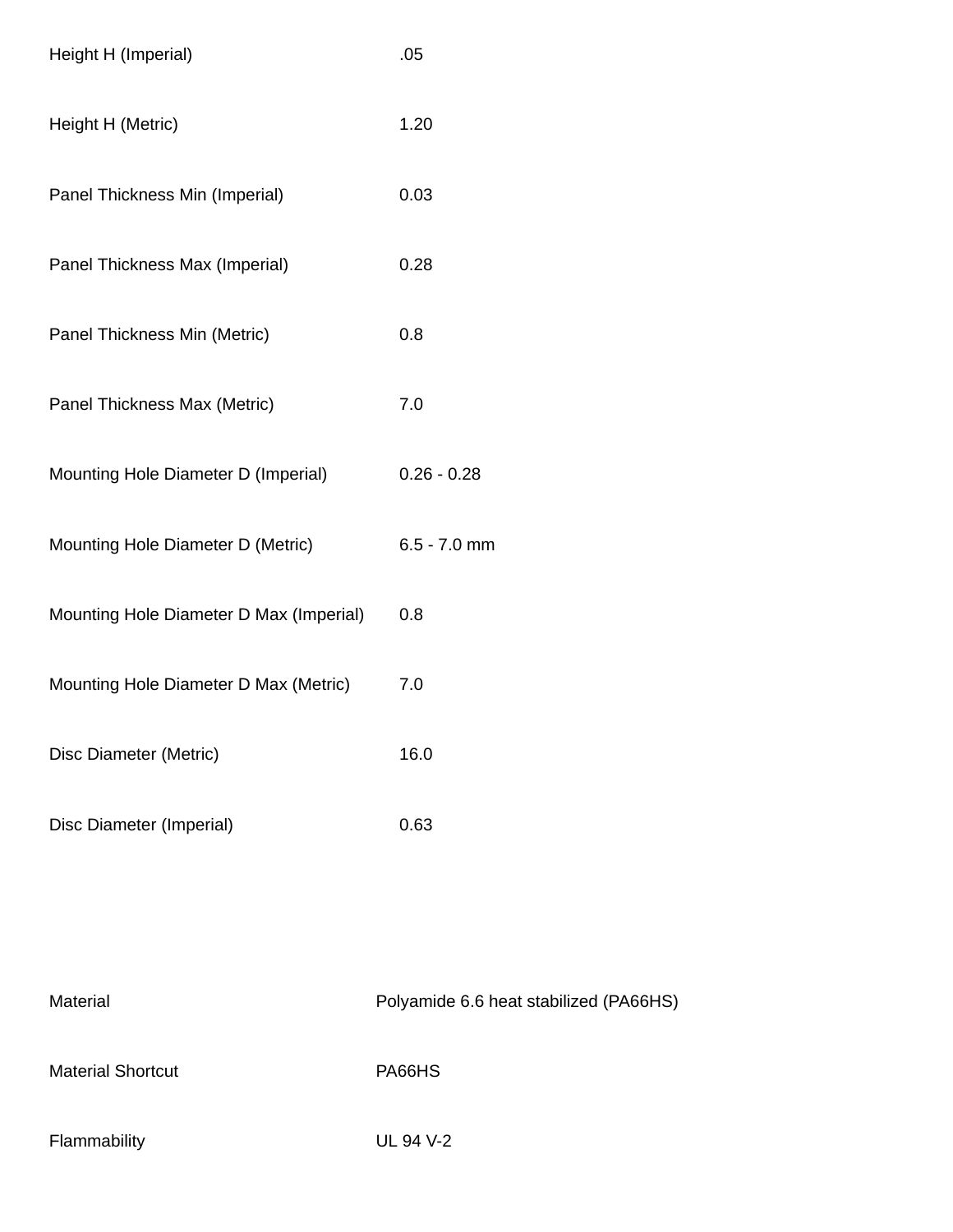| | |
|---|---|
| Height H (Imperial) | .05 |
| Height H (Metric) | 1.20 |
| Panel Thickness Min (Imperial) | 0.03 |
| Panel Thickness Max (Imperial) | 0.28 |
| Panel Thickness Min (Metric) | 0.8 |
| Panel Thickness Max (Metric) | 7.0 |
| Mounting Hole Diameter D (Imperial) | 0.26 - 0.28 |
| Mounting Hole Diameter D (Metric) | 6.5 - 7.0 mm |
| Mounting Hole Diameter D Max (Imperial) | 0.8 |
| Mounting Hole Diameter D Max (Metric) | 7.0 |
| Disc Diameter (Metric) | 16.0 |
| Disc Diameter (Imperial) | 0.63 |

| | |
|---|---|
| Material | Polyamide 6.6 heat stabilized (PA66HS) |
| Material Shortcut | PA66HS |
| Flammability | UL 94 V-2 |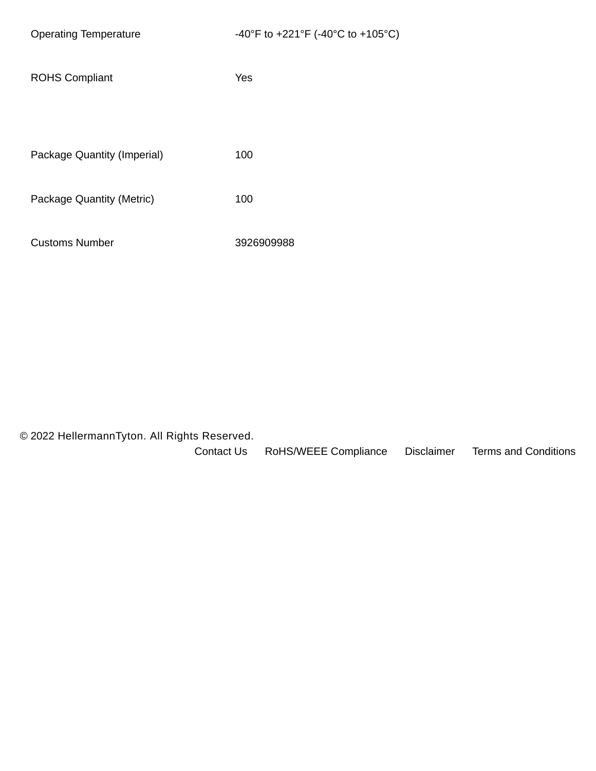| | |
|---|---|
| Operating Temperature | -40°F to +221°F (-40°C to +105°C) |
| ROHS Compliant | Yes |
| Package Quantity (Imperial) | 100 |
| Package Quantity (Metric) | 100 |
| Customs Number | 3926909988 |

© 2022 HellermannTyton. All Rights Reserved.

Contact Us   RoHS/WEEE Compliance   Disclaimer   Terms and Conditions